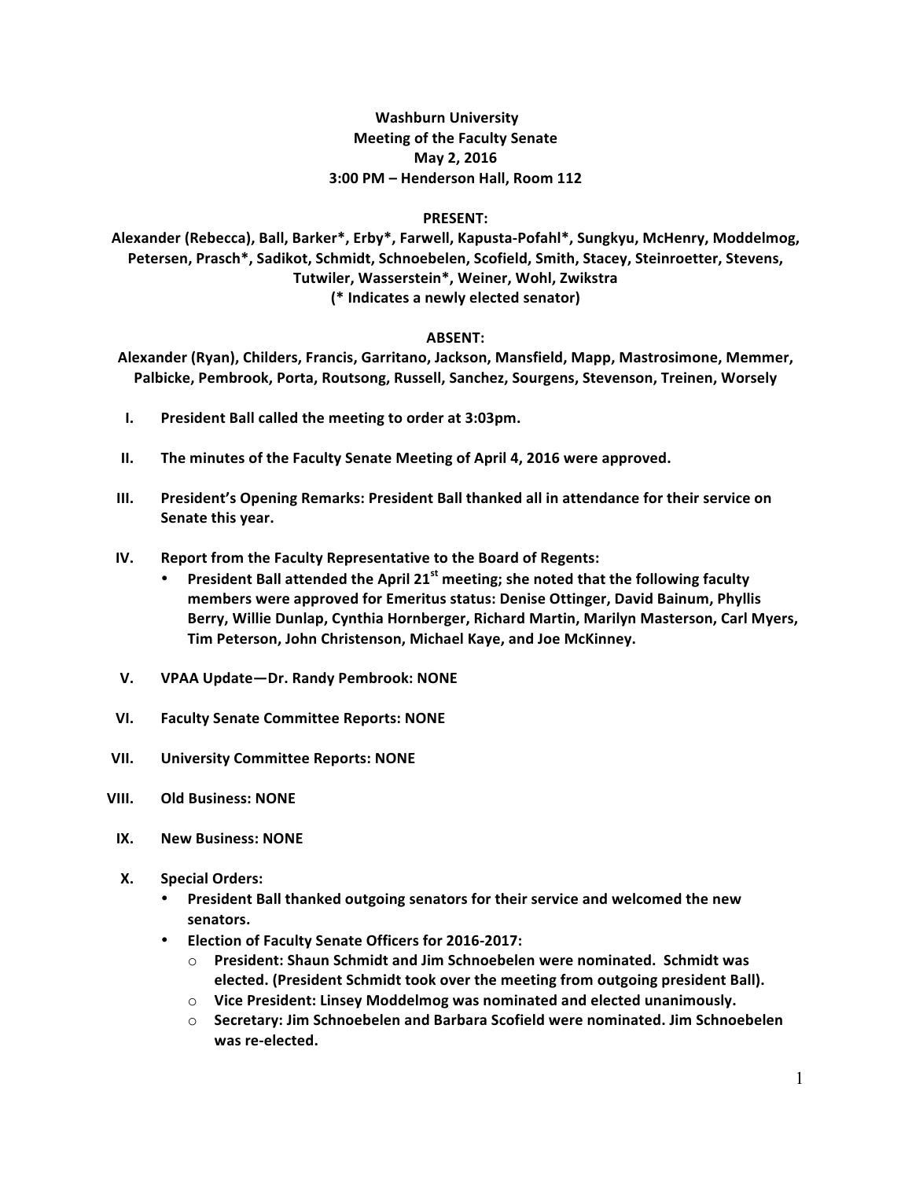**Washburn University**
**Meeting of the Faculty Senate**
**May 2, 2016**
**3:00 PM – Henderson Hall, Room 112**

**PRESENT:**

**Alexander (Rebecca), Ball, Barker*, Erby*, Farwell, Kapusta-Pofahl*, Sungkyu, McHenry, Moddelmog, Petersen, Prasch*, Sadikot, Schmidt, Schnoebelen, Scofield, Smith, Stacey, Steinroetter, Stevens, Tutwiler, Wasserstein*, Weiner, Wohl, Zwikstra**
**(* Indicates a newly elected senator)**

**ABSENT:**

**Alexander (Ryan), Childers, Francis, Garritano, Jackson, Mansfield, Mapp, Mastrosimone, Memmer, Palbicke, Pembrook, Porta, Routsong, Russell, Sanchez, Sourgens, Stevenson, Treinen, Worsely**

I. **President Ball called the meeting to order at 3:03pm.**

II. **The minutes of the Faculty Senate Meeting of April 4, 2016 were approved.**

III. **President's Opening Remarks: President Ball thanked all in attendance for their service on Senate this year.**

IV. **Report from the Faculty Representative to the Board of Regents:**
   - **President Ball attended the April 21st meeting; she noted that the following faculty members were approved for Emeritus status: Denise Ottinger, David Bainum, Phyllis Berry, Willie Dunlap, Cynthia Hornberger, Richard Martin, Marilyn Masterson, Carl Myers, Tim Peterson, John Christenson, Michael Kaye, and Joe McKinney.**

V. **VPAA Update—Dr. Randy Pembrook: NONE**

VI. **Faculty Senate Committee Reports: NONE**

VII. **University Committee Reports: NONE**

VIII. **Old Business: NONE**

IX. **New Business: NONE**

X. **Special Orders:**
   - **President Ball thanked outgoing senators for their service and welcomed the new senators.**
   - **Election of Faculty Senate Officers for 2016-2017:**
     - **President: Shaun Schmidt and Jim Schnoebelen were nominated. Schmidt was elected. (President Schmidt took over the meeting from outgoing president Ball).**
     - **Vice President: Linsey Moddelmog was nominated and elected unanimously.**
     - **Secretary: Jim Schnoebelen and Barbara Scofield were nominated. Jim Schnoebelen was re-elected.**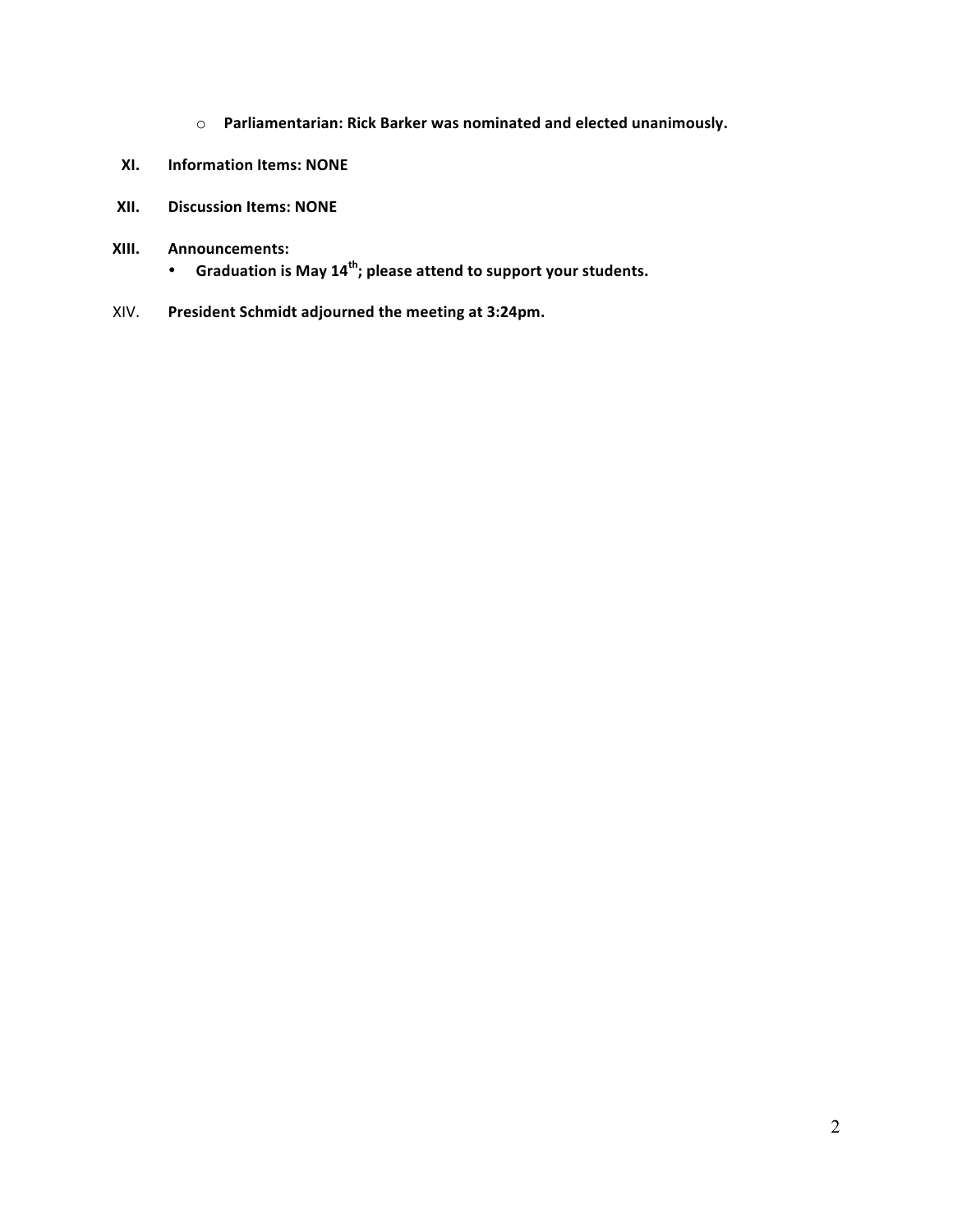- **Parliamentarian: Rick Barker was nominated and elected unanimously.**

XI. **Information Items: NONE**

XII. **Discussion Items: NONE**

XIII. **Announcements:**

- **Graduation is May 14th; please attend to support your students.**

XIV. **President Schmidt adjourned the meeting at 3:24pm.**